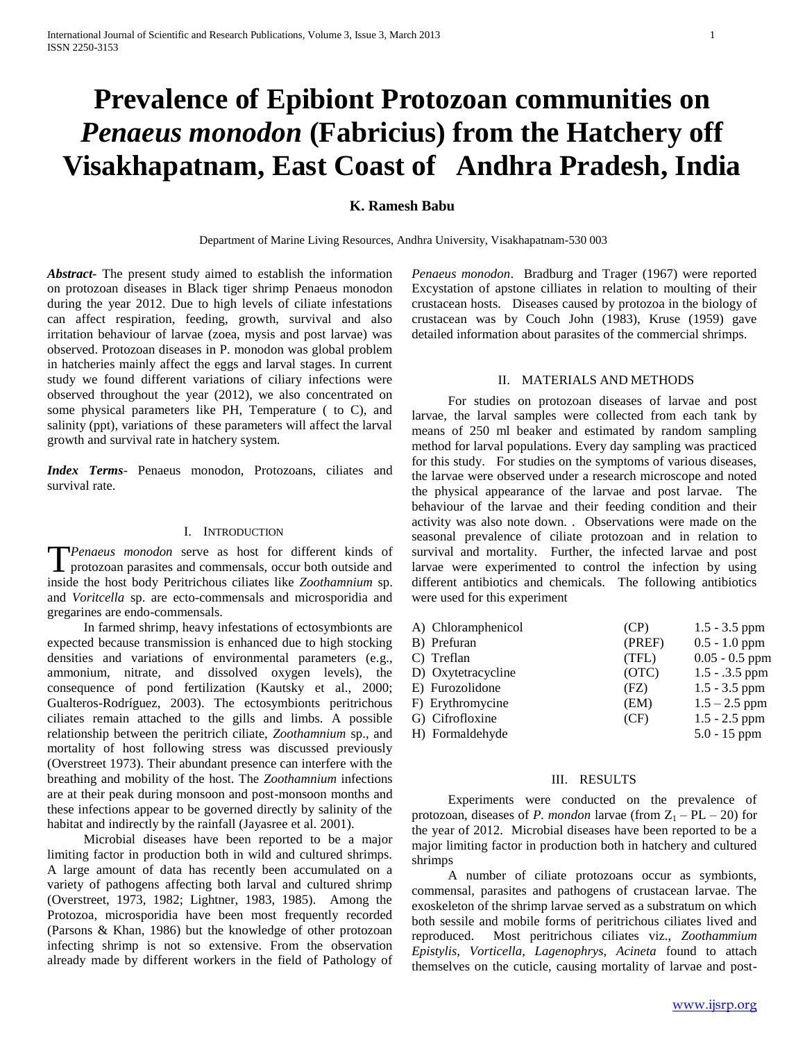# Prevalence of Epibiont Protozoan communities on *Penaeus monodon* (Fabricius) from the Hatchery off Visakhapatnam, East Coast of Andhra Pradesh, India

**K. Ramesh Babu**

Department of Marine Living Resources, Andhra University, Visakhapatnam-530 003

***Abstract-*** The present study aimed to establish the information on protozoan diseases in Black tiger shrimp Penaeus monodon during the year 2012. Due to high levels of ciliate infestations can affect respiration, feeding, growth, survival and also irritation behaviour of larvae (zoea, mysis and post larvae) was observed. Protozoan diseases in P. monodon was global problem in hatcheries mainly affect the eggs and larval stages. In current study we found different variations of ciliary infections were observed throughout the year (2012), we also concentrated on some physical parameters like PH, Temperature ( to C), and salinity (ppt), variations of these parameters will affect the larval growth and survival rate in hatchery system.

***Index Terms*-** Penaeus monodon, Protozoans, ciliates and survival rate.

## I. Introduction

*Penaeus monodon* serve as host for different kinds of protozoan parasites and commensals, occur both outside and inside the host body Peritrichous ciliates like *Zoothamnium* sp. and *Voritcella* sp. are ecto-commensals and microsporidia and gregarines are endo-commensals.

In farmed shrimp, heavy infestations of ectosymbionts are expected because transmission is enhanced due to high stocking densities and variations of environmental parameters (e.g., ammonium, nitrate, and dissolved oxygen levels), the consequence of pond fertilization (Kautsky et al., 2000; Gualteros-Rodríguez, 2003). The ectosymbionts peritrichous ciliates remain attached to the gills and limbs. A possible relationship between the peritrich ciliate, *Zoothamnium* sp., and mortality of host following stress was discussed previously (Overstreet 1973). Their abundant presence can interfere with the breathing and mobility of the host. The *Zoothamnium* infections are at their peak during monsoon and post-monsoon months and these infections appear to be governed directly by salinity of the habitat and indirectly by the rainfall (Jayasree et al. 2001).

Microbial diseases have been reported to be a major limiting factor in production both in wild and cultured shrimps. A large amount of data has recently been accumulated on a variety of pathogens affecting both larval and cultured shrimp (Overstreet, 1973, 1982; Lightner, 1983, 1985). Among the Protozoa, microsporidia have been most frequently recorded (Parsons & Khan, 1986) but the knowledge of other protozoan infecting shrimp is not so extensive. From the observation already made by different workers in the field of Pathology of *Penaeus monodon*. Bradburg and Trager (1967) were reported Excystation of apstone cilliates in relation to moulting of their crustacean hosts. Diseases caused by protozoa in the biology of crustacean was by Couch John (1983), Kruse (1959) gave detailed information about parasites of the commercial shrimps.

## II. Materials and Methods

For studies on protozoan diseases of larvae and post larvae, the larval samples were collected from each tank by means of 250 ml beaker and estimated by random sampling method for larval populations. Every day sampling was practiced for this study. For studies on the symptoms of various diseases, the larvae were observed under a research microscope and noted the physical appearance of the larvae and post larvae. The behaviour of the larvae and their feeding condition and their activity was also note down. . Observations were made on the seasonal prevalence of ciliate protozoan and in relation to survival and mortality. Further, the infected larvae and post larvae were experimented to control the infection by using different antibiotics and chemicals. The following antibiotics were used for this experiment

| | | |
|---|---|---|
| A) Chloramphenicol | (CP) | 1.5 - 3.5 ppm |
| B) Prefuran | (PREF) | 0.5 - 1.0 ppm |
| C) Treflan | (TFL) | 0.05 - 0.5 ppm |
| D) Oxytetracycline | (OTC) | 1.5 - .3.5 ppm |
| E) Furozolidone | (FZ) | 1.5 - 3.5 ppm |
| F) Erythromycine | (EM) | 1.5 – 2.5 ppm |
| G) Cifrofloxine | (CF) | 1.5 - 2.5 ppm |
| H) Formaldehyde | | 5.0 - 15 ppm |

## III. Results

Experiments were conducted on the prevalence of protozoan, diseases of *P. mondon* larvae (from $Z_1$ – PL – 20) for the year of 2012. Microbial diseases have been reported to be a major limiting factor in production both in hatchery and cultured shrimps

A number of ciliate protozoans occur as symbionts, commensal, parasites and pathogens of crustacean larvae. The exoskeleton of the shrimp larvae served as a substratum on which both sessile and mobile forms of peritrichous ciliates lived and reproduced. Most peritrichous ciliates viz., *Zoothammium Epistylis, Vorticella, Lagenophrys, Acineta* found to attach themselves on the cuticle, causing mortality of larvae and post-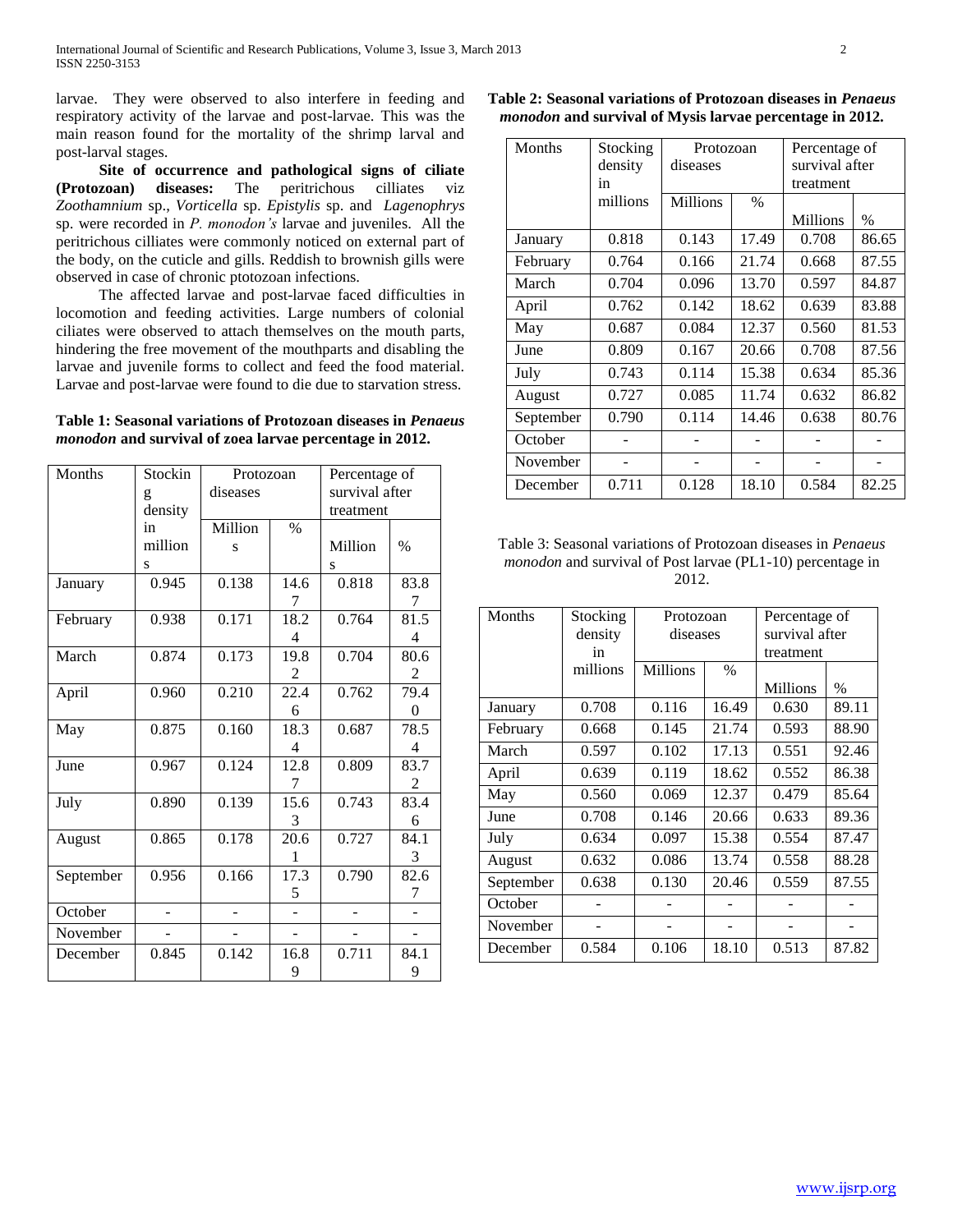larvae. They were observed to also interfere in feeding and respiratory activity of the larvae and post-larvae. This was the main reason found for the mortality of the shrimp larval and post-larval stages.

**Site of occurrence and pathological signs of ciliate (Protozoan) diseases:** The peritrichous cilliates viz *Zoothamnium* sp., *Vorticella* sp. *Epistylis* sp. and *Lagenophrys* sp. were recorded in *P. monodon's* larvae and juveniles. All the peritrichous cilliates were commonly noticed on external part of the body, on the cuticle and gills. Reddish to brownish gills were observed in case of chronic ptotozoan infections.

The affected larvae and post-larvae faced difficulties in locomotion and feeding activities. Large numbers of colonial ciliates were observed to attach themselves on the mouth parts, hindering the free movement of the mouthparts and disabling the larvae and juvenile forms to collect and feed the food material. Larvae and post-larvae were found to die due to starvation stress.

**Table 1: Seasonal variations of Protozoan diseases in *Penaeus monodon* and survival of zoea larvae percentage in 2012.**

| Months | Stocking density in millions | Protozoan diseases | | Percentage of survival after treatment | |
|---|---|---|---|---|---|
| | | Millions | % | Millions | % |
| January | 0.945 | 0.138 | 14.67 | 0.818 | 83.87 |
| February | 0.938 | 0.171 | 18.24 | 0.764 | 81.54 |
| March | 0.874 | 0.173 | 19.82 | 0.704 | 80.62 |
| April | 0.960 | 0.210 | 22.46 | 0.762 | 79.40 |
| May | 0.875 | 0.160 | 18.34 | 0.687 | 78.54 |
| June | 0.967 | 0.124 | 12.87 | 0.809 | 83.72 |
| July | 0.890 | 0.139 | 15.63 | 0.743 | 83.46 |
| August | 0.865 | 0.178 | 20.61 | 0.727 | 84.13 |
| September | 0.956 | 0.166 | 17.35 | 0.790 | 82.67 |
| October | - | - | - | - | - |
| November | - | - | - | - | - |
| December | 0.845 | 0.142 | 16.89 | 0.711 | 84.19 |

**Table 2: Seasonal variations of Protozoan diseases in *Penaeus monodon* and survival of Mysis larvae percentage in 2012.**

| Months | Stocking density in millions | Protozoan diseases | | Percentage of survival after treatment | |
|---|---|---|---|---|---|
| | | Millions | % | Millions | % |
| January | 0.818 | 0.143 | 17.49 | 0.708 | 86.65 |
| February | 0.764 | 0.166 | 21.74 | 0.668 | 87.55 |
| March | 0.704 | 0.096 | 13.70 | 0.597 | 84.87 |
| April | 0.762 | 0.142 | 18.62 | 0.639 | 83.88 |
| May | 0.687 | 0.084 | 12.37 | 0.560 | 81.53 |
| June | 0.809 | 0.167 | 20.66 | 0.708 | 87.56 |
| July | 0.743 | 0.114 | 15.38 | 0.634 | 85.36 |
| August | 0.727 | 0.085 | 11.74 | 0.632 | 86.82 |
| September | 0.790 | 0.114 | 14.46 | 0.638 | 80.76 |
| October | - | - | - | - | - |
| November | - | - | - | - | - |
| December | 0.711 | 0.128 | 18.10 | 0.584 | 82.25 |

Table 3: Seasonal variations of Protozoan diseases in *Penaeus monodon* and survival of Post larvae (PL1-10) percentage in 2012.

| Months | Stocking density in millions | Protozoan diseases | | Percentage of survival after treatment | |
|---|---|---|---|---|---|
| | | Millions | % | Millions | % |
| January | 0.708 | 0.116 | 16.49 | 0.630 | 89.11 |
| February | 0.668 | 0.145 | 21.74 | 0.593 | 88.90 |
| March | 0.597 | 0.102 | 17.13 | 0.551 | 92.46 |
| April | 0.639 | 0.119 | 18.62 | 0.552 | 86.38 |
| May | 0.560 | 0.069 | 12.37 | 0.479 | 85.64 |
| June | 0.708 | 0.146 | 20.66 | 0.633 | 89.36 |
| July | 0.634 | 0.097 | 15.38 | 0.554 | 87.47 |
| August | 0.632 | 0.086 | 13.74 | 0.558 | 88.28 |
| September | 0.638 | 0.130 | 20.46 | 0.559 | 87.55 |
| October | - | - | - | - | - |
| November | - | - | - | - | - |
| December | 0.584 | 0.106 | 18.10 | 0.513 | 87.82 |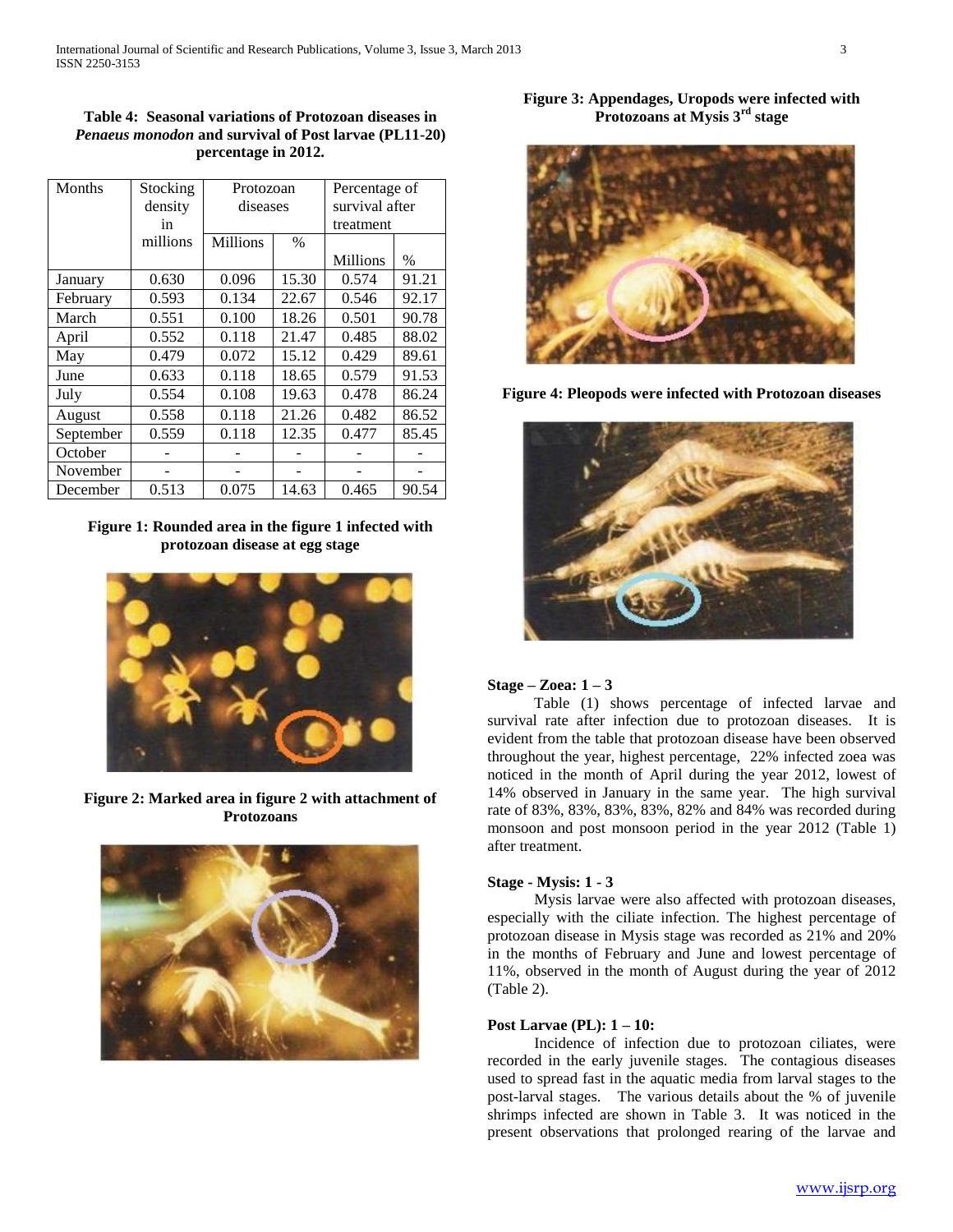**Table 4: Seasonal variations of Protozoan diseases in *Penaeus monodon* and survival of Post larvae (PL11-20) percentage in 2012.**

| Months | Stocking density in millions | Protozoan diseases | | Percentage of survival after treatment | |
|---|---|---|---|---|---|
| | | Millions | % | Millions | % |
| January | 0.630 | 0.096 | 15.30 | 0.574 | 91.21 |
| February | 0.593 | 0.134 | 22.67 | 0.546 | 92.17 |
| March | 0.551 | 0.100 | 18.26 | 0.501 | 90.78 |
| April | 0.552 | 0.118 | 21.47 | 0.485 | 88.02 |
| May | 0.479 | 0.072 | 15.12 | 0.429 | 89.61 |
| June | 0.633 | 0.118 | 18.65 | 0.579 | 91.53 |
| July | 0.554 | 0.108 | 19.63 | 0.478 | 86.24 |
| August | 0.558 | 0.118 | 21.26 | 0.482 | 86.52 |
| September | 0.559 | 0.118 | 12.35 | 0.477 | 85.45 |
| October | - | - | - | - | - |
| November | - | - | - | - | - |
| December | 0.513 | 0.075 | 14.63 | 0.465 | 90.54 |

**Figure 1: Rounded area in the figure 1 infected with protozoan disease at egg stage**

**Figure 2: Marked area in figure 2 with attachment of Protozoans**

**Figure 3: Appendages, Uropods were infected with Protozoans at Mysis 3rd stage**

**Figure 4: Pleopods were infected with Protozoan diseases**

**Stage – Zoea: 1 – 3**

Table (1) shows percentage of infected larvae and survival rate after infection due to protozoan diseases. It is evident from the table that protozoan disease have been observed throughout the year, highest percentage, 22% infected zoea was noticed in the month of April during the year 2012, lowest of 14% observed in January in the same year. The high survival rate of 83%, 83%, 83%, 83%, 82% and 84% was recorded during monsoon and post monsoon period in the year 2012 (Table 1) after treatment.

**Stage - Mysis: 1 - 3**

Mysis larvae were also affected with protozoan diseases, especially with the ciliate infection. The highest percentage of protozoan disease in Mysis stage was recorded as 21% and 20% in the months of February and June and lowest percentage of 11%, observed in the month of August during the year of 2012 (Table 2).

**Post Larvae (PL): 1 – 10:**

Incidence of infection due to protozoan ciliates, were recorded in the early juvenile stages. The contagious diseases used to spread fast in the aquatic media from larval stages to the post-larval stages. The various details about the % of juvenile shrimps infected are shown in Table 3. It was noticed in the present observations that prolonged rearing of the larvae and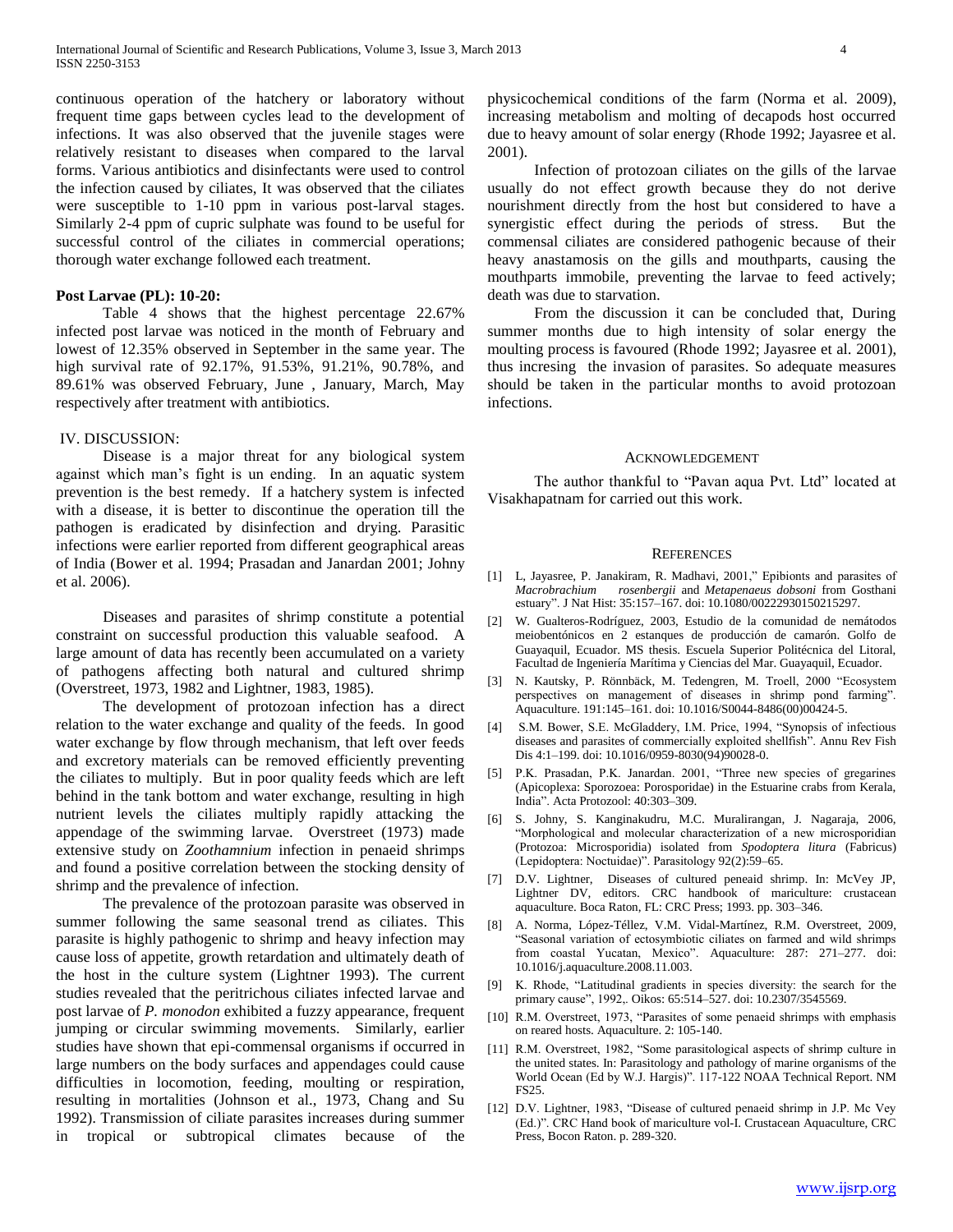continuous operation of the hatchery or laboratory without frequent time gaps between cycles lead to the development of infections. It was also observed that the juvenile stages were relatively resistant to diseases when compared to the larval forms. Various antibiotics and disinfectants were used to control the infection caused by ciliates, It was observed that the ciliates were susceptible to 1-10 ppm in various post-larval stages. Similarly 2-4 ppm of cupric sulphate was found to be useful for successful control of the ciliates in commercial operations; thorough water exchange followed each treatment.

**Post Larvae (PL): 10-20:**

Table 4 shows that the highest percentage 22.67% infected post larvae was noticed in the month of February and lowest of 12.35% observed in September in the same year. The high survival rate of 92.17%, 91.53%, 91.21%, 90.78%, and 89.61% was observed February, June , January, March, May respectively after treatment with antibiotics.

## IV. DISCUSSION:

Disease is a major threat for any biological system against which man's fight is un ending. In an aquatic system prevention is the best remedy. If a hatchery system is infected with a disease, it is better to discontinue the operation till the pathogen is eradicated by disinfection and drying. Parasitic infections were earlier reported from different geographical areas of India (Bower et al. 1994; Prasadan and Janardan 2001; Johny et al. 2006).

Diseases and parasites of shrimp constitute a potential constraint on successful production this valuable seafood. A large amount of data has recently been accumulated on a variety of pathogens affecting both natural and cultured shrimp (Overstreet, 1973, 1982 and Lightner, 1983, 1985).

The development of protozoan infection has a direct relation to the water exchange and quality of the feeds. In good water exchange by flow through mechanism, that left over feeds and excretory materials can be removed efficiently preventing the ciliates to multiply. But in poor quality feeds which are left behind in the tank bottom and water exchange, resulting in high nutrient levels the ciliates multiply rapidly attacking the appendage of the swimming larvae. Overstreet (1973) made extensive study on *Zoothamnium* infection in penaeid shrimps and found a positive correlation between the stocking density of shrimp and the prevalence of infection.

The prevalence of the protozoan parasite was observed in summer following the same seasonal trend as ciliates. This parasite is highly pathogenic to shrimp and heavy infection may cause loss of appetite, growth retardation and ultimately death of the host in the culture system (Lightner 1993). The current studies revealed that the peritrichous ciliates infected larvae and post larvae of *P. monodon* exhibited a fuzzy appearance, frequent jumping or circular swimming movements. Similarly, earlier studies have shown that epi-commensal organisms if occurred in large numbers on the body surfaces and appendages could cause difficulties in locomotion, feeding, moulting or respiration, resulting in mortalities (Johnson et al., 1973, Chang and Su 1992). Transmission of ciliate parasites increases during summer in tropical or subtropical climates because of the physicochemical conditions of the farm (Norma et al. 2009), increasing metabolism and molting of decapods host occurred due to heavy amount of solar energy (Rhode 1992; Jayasree et al. 2001).

Infection of protozoan ciliates on the gills of the larvae usually do not effect growth because they do not derive nourishment directly from the host but considered to have a synergistic effect during the periods of stress. But the commensal ciliates are considered pathogenic because of their heavy anastamosis on the gills and mouthparts, causing the mouthparts immobile, preventing the larvae to feed actively; death was due to starvation.

From the discussion it can be concluded that, During summer months due to high intensity of solar energy the moulting process is favoured (Rhode 1992; Jayasree et al. 2001), thus incresing the invasion of parasites. So adequate measures should be taken in the particular months to avoid protozoan infections.

## ACKNOWLEDGEMENT

The author thankful to "Pavan aqua Pvt. Ltd" located at Visakhapatnam for carried out this work.

## REFERENCES

[1] L, Jayasree, P. Janakiram, R. Madhavi, 2001," Epibionts and parasites of *Macrobrachium rosenbergii* and *Metapenaeus dobsoni* from Gosthani estuary". J Nat Hist: 35:157–167. doi: 10.1080/00222930150215297.

[2] W. Gualteros-Rodríguez, 2003, Estudio de la comunidad de nemátodos meiobentónicos en 2 estanques de producción de camarón. Golfo de Guayaquil, Ecuador. MS thesis. Escuela Superior Politécnica del Litoral, Facultad de Ingeniería Marítima y Ciencias del Mar. Guayaquil, Ecuador.

[3] N. Kautsky, P. Rönnbäck, M. Tedengren, M. Troell, 2000 "Ecosystem perspectives on management of diseases in shrimp pond farming". Aquaculture. 191:145–161. doi: 10.1016/S0044-8486(00)00424-5.

[4] S.M. Bower, S.E. McGladdery, I.M. Price, 1994, "Synopsis of infectious diseases and parasites of commercially exploited shellfish". Annu Rev Fish Dis 4:1–199. doi: 10.1016/0959-8030(94)90028-0.

[5] P.K. Prasadan, P.K. Janardan. 2001, "Three new species of gregarines (Apicoplexa: Sporozoea: Porosporidae) in the Estuarine crabs from Kerala, India". Acta Protozool: 40:303–309.

[6] S. Johny, S. Kanginakudru, M.C. Muralirangan, J. Nagaraja, 2006, "Morphological and molecular characterization of a new microsporidian (Protozoa: Microsporidia) isolated from *Spodoptera litura* (Fabricus) (Lepidoptera: Noctuidae)". Parasitology 92(2):59–65.

[7] D.V. Lightner, Diseases of cultured peneaid shrimp. In: McVey JP, Lightner DV, editors. CRC handbook of mariculture: crustacean aquaculture. Boca Raton, FL: CRC Press; 1993. pp. 303–346.

[8] A. Norma, López-Téllez, V.M. Vidal-Martínez, R.M. Overstreet, 2009, "Seasonal variation of ectosymbiotic ciliates on farmed and wild shrimps from coastal Yucatan, Mexico". Aquaculture: 287: 271–277. doi: 10.1016/j.aquaculture.2008.11.003.

[9] K. Rhode, "Latitudinal gradients in species diversity: the search for the primary cause", 1992,. Oikos: 65:514–527. doi: 10.2307/3545569.

[10] R.M. Overstreet, 1973, "Parasites of some penaeid shrimps with emphasis on reared hosts. Aquaculture. 2: 105-140.

[11] R.M. Overstreet, 1982, "Some parasitological aspects of shrimp culture in the united states. In: Parasitology and pathology of marine organisms of the World Ocean (Ed by W.J. Hargis)". 117-122 NOAA Technical Report. NM FS25.

[12] D.V. Lightner, 1983, "Disease of cultured penaeid shrimp in J.P. Mc Vey (Ed.)". CRC Hand book of mariculture vol-I. Crustacean Aquaculture, CRC Press, Bocon Raton. p. 289-320.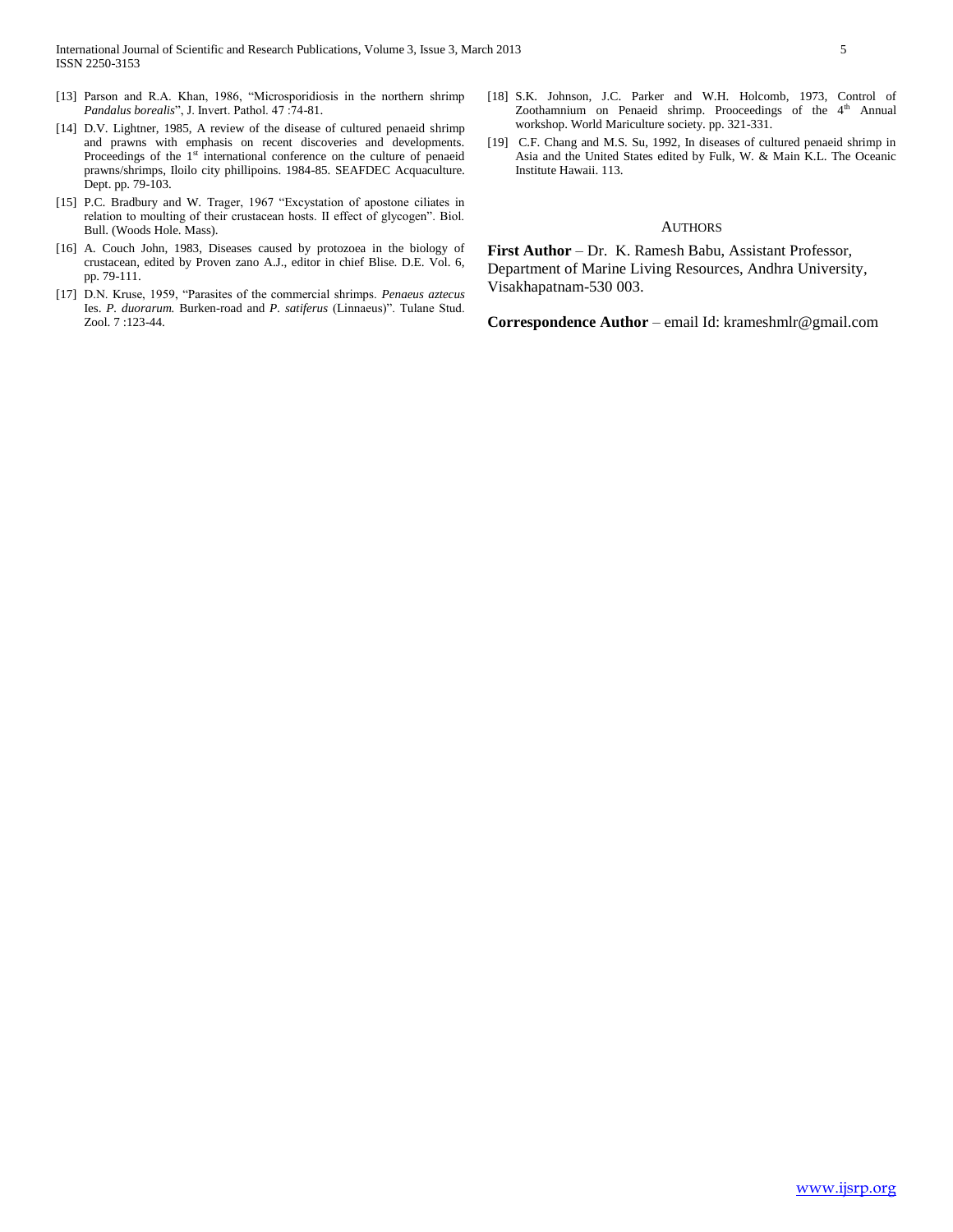[13] Parson and R.A. Khan, 1986, "Microsporidiosis in the northern shrimp *Pandalus borealis*", J. Invert. Pathol. 47 :74-81.

[14] D.V. Lightner, 1985, A review of the disease of cultured penaeid shrimp and prawns with emphasis on recent discoveries and developments. Proceedings of the 1st international conference on the culture of penaeid prawns/shrimps, Iloilo city phillipoins. 1984-85. SEAFDEC Acquaculture. Dept. pp. 79-103.

[15] P.C. Bradbury and W. Trager, 1967 "Excystation of apostone ciliates in relation to moulting of their crustacean hosts. II effect of glycogen". Biol. Bull. (Woods Hole. Mass).

[16] A. Couch John, 1983, Diseases caused by protozoea in the biology of crustacean, edited by Proven zano A.J., editor in chief Blise. D.E. Vol. 6, pp. 79-111.

[17] D.N. Kruse, 1959, "Parasites of the commercial shrimps. *Penaeus aztecus* Ies. *P. duorarum.* Burken-road and *P. satiferus* (Linnaeus)". Tulane Stud. Zool. 7 :123-44.

[18] S.K. Johnson, J.C. Parker and W.H. Holcomb, 1973, Control of Zoothamnium on Penaeid shrimp. Prooceedings of the 4th Annual workshop. World Mariculture society. pp. 321-331.

[19] C.F. Chang and M.S. Su, 1992, In diseases of cultured penaeid shrimp in Asia and the United States edited by Fulk, W. & Main K.L. The Oceanic Institute Hawaii. 113.

## AUTHORS

**First Author** – Dr. K. Ramesh Babu, Assistant Professor, Department of Marine Living Resources, Andhra University, Visakhapatnam-530 003.

**Correspondence Author** – email Id: krameshmlr@gmail.com